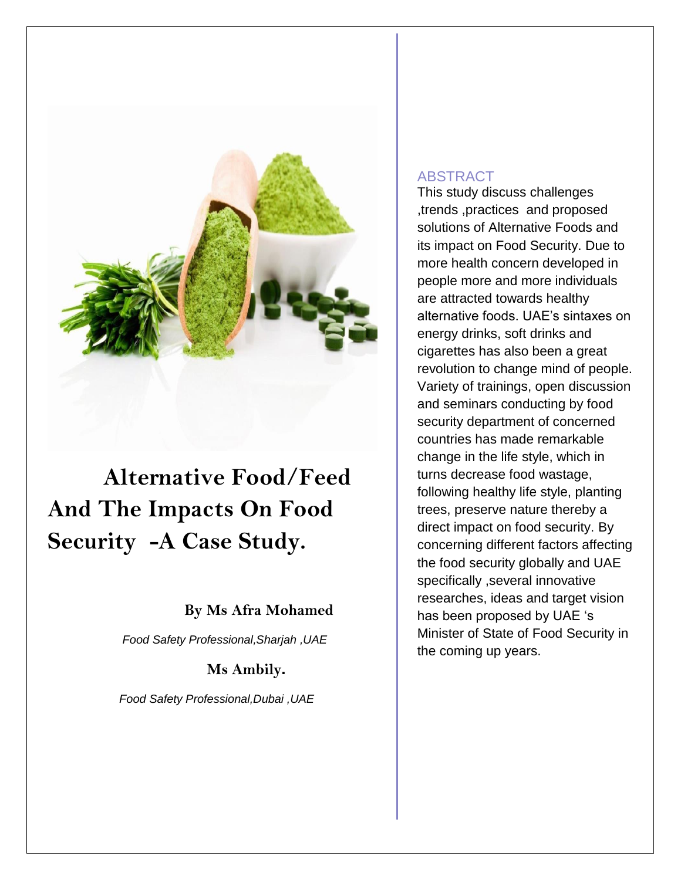# Alternative Food/Feed And The Impacts On Food Security -A Case Study.

**By Ms Afra Mohamed**

*Food Safety Professional,Sharjah ,UAE*

**Ms Ambily.**

*Food Safety Professional,Dubai ,UAE*

## ABSTRACT

This study discuss challenges ,trends ,practices and proposed solutions of Alternative Foods and its impact on Food Security. Due to more health concern developed in people more and more individuals are attracted towards healthy alternative foods. UAE's sintaxes on energy drinks, soft drinks and cigarettes has also been a great revolution to change mind of people. Variety of trainings, open discussion and seminars conducting by food security department of concerned countries has made remarkable change in the life style, which in turns decrease food wastage, following healthy life style, planting trees, preserve nature thereby a direct impact on food security. By concerning different factors affecting the food security globally and UAE specifically ,several innovative researches, ideas and target vision has been proposed by UAE 's Minister of State of Food Security in the coming up years.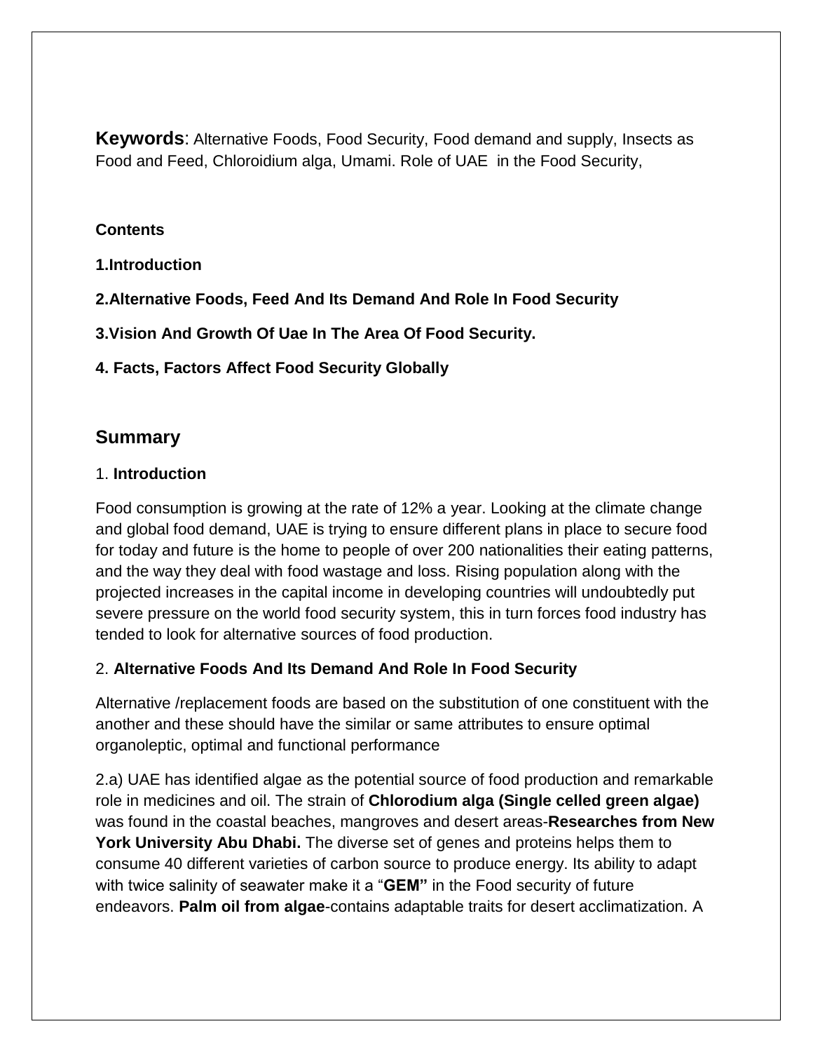**Keywords**: Alternative Foods, Food Security, Food demand and supply, Insects as Food and Feed, Chloroidium alga, Umami. Role of UAE in the Food Security,

**Contents**

**1.Introduction**

**2.Alternative Foods, Feed And Its Demand And Role In Food Security**

**3.Vision And Growth Of Uae In The Area Of Food Security.**

**4. Facts, Factors Affect Food Security Globally**

## Summary

1. **Introduction**

Food consumption is growing at the rate of 12% a year. Looking at the climate change and global food demand, UAE is trying to ensure different plans in place to secure food for today and future is the home to people of over 200 nationalities their eating patterns, and the way they deal with food wastage and loss. Rising population along with the projected increases in the capital income in developing countries will undoubtedly put severe pressure on the world food security system, this in turn forces food industry has tended to look for alternative sources of food production.

2. **Alternative Foods And Its Demand And Role In Food Security**

Alternative /replacement foods are based on the substitution of one constituent with the another and these should have the similar or same attributes to ensure optimal organoleptic, optimal and functional performance

2.a) UAE has identified algae as the potential source of food production and remarkable role in medicines and oil. The strain of **Chlorodium alga (Single celled green algae)** was found in the coastal beaches, mangroves and desert areas-**Researches from New York University Abu Dhabi.** The diverse set of genes and proteins helps them to consume 40 different varieties of carbon source to produce energy. Its ability to adapt with twice salinity of seawater make it a "**GEM"** in the Food security of future endeavors. **Palm oil from algae**-contains adaptable traits for desert acclimatization. A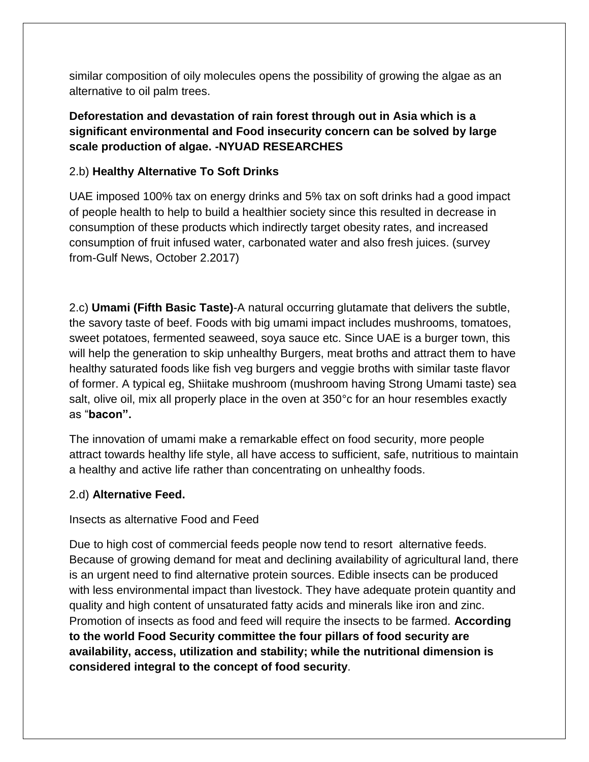similar composition of oily molecules opens the possibility of growing the algae as an alternative to oil palm trees.

**Deforestation and devastation of rain forest through out in Asia which is a significant environmental and Food insecurity concern can be solved by large scale production of algae. -NYUAD RESEARCHES**

2.b) **Healthy Alternative To Soft Drinks**

UAE imposed 100% tax on energy drinks and 5% tax on soft drinks had a good impact of people health to help to build a healthier society since this resulted in decrease in consumption of these products which indirectly target obesity rates, and increased consumption of fruit infused water, carbonated water and also fresh juices. (survey from-Gulf News, October 2.2017)

2.c) **Umami (Fifth Basic Taste)**-A natural occurring glutamate that delivers the subtle, the savory taste of beef. Foods with big umami impact includes mushrooms, tomatoes, sweet potatoes, fermented seaweed, soya sauce etc. Since UAE is a burger town, this will help the generation to skip unhealthy Burgers, meat broths and attract them to have healthy saturated foods like fish veg burgers and veggie broths with similar taste flavor of former. A typical eg, Shiitake mushroom (mushroom having Strong Umami taste) sea salt, olive oil, mix all properly place in the oven at 350°c for an hour resembles exactly as "**bacon".**

The innovation of umami make a remarkable effect on food security, more people attract towards healthy life style, all have access to sufficient, safe, nutritious to maintain a healthy and active life rather than concentrating on unhealthy foods.

2.d) **Alternative Feed.**

Insects as alternative Food and Feed

Due to high cost of commercial feeds people now tend to resort alternative feeds. Because of growing demand for meat and declining availability of agricultural land, there is an urgent need to find alternative protein sources. Edible insects can be produced with less environmental impact than livestock. They have adequate protein quantity and quality and high content of unsaturated fatty acids and minerals like iron and zinc. Promotion of insects as food and feed will require the insects to be farmed. **According to the world Food Security committee the four pillars of food security are availability, access, utilization and stability; while the nutritional dimension is considered integral to the concept of food security**.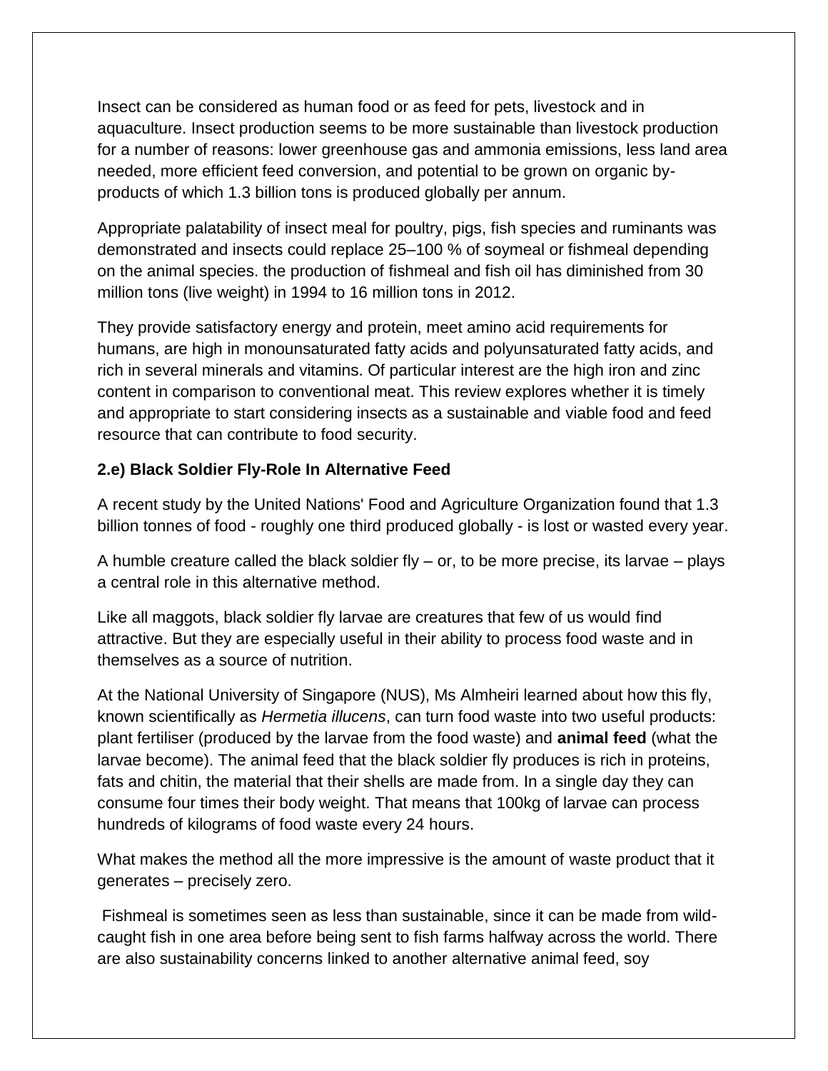Insect can be considered as human food or as feed for pets, livestock and in aquaculture. Insect production seems to be more sustainable than livestock production for a number of reasons: lower greenhouse gas and ammonia emissions, less land area needed, more efficient feed conversion, and potential to be grown on organic by-products of which 1.3 billion tons is produced globally per annum.

Appropriate palatability of insect meal for poultry, pigs, fish species and ruminants was demonstrated and insects could replace 25–100 % of soymeal or fishmeal depending on the animal species. the production of fishmeal and fish oil has diminished from 30 million tons (live weight) in 1994 to 16 million tons in 2012.

They provide satisfactory energy and protein, meet amino acid requirements for humans, are high in monounsaturated fatty acids and polyunsaturated fatty acids, and rich in several minerals and vitamins. Of particular interest are the high iron and zinc content in comparison to conventional meat. This review explores whether it is timely and appropriate to start considering insects as a sustainable and viable food and feed resource that can contribute to food security.

**2.e) Black Soldier Fly-Role In Alternative Feed**

A recent study by the United Nations' Food and Agriculture Organization found that 1.3 billion tonnes of food - roughly one third produced globally - is lost or wasted every year.

A humble creature called the black soldier fly – or, to be more precise, its larvae – plays a central role in this alternative method.

Like all maggots, black soldier fly larvae are creatures that few of us would find attractive. But they are especially useful in their ability to process food waste and in themselves as a source of nutrition.

At the National University of Singapore (NUS), Ms Almheiri learned about how this fly, known scientifically as *Hermetia illucens*, can turn food waste into two useful products: plant fertiliser (produced by the larvae from the food waste) and **animal feed** (what the larvae become). The animal feed that the black soldier fly produces is rich in proteins, fats and chitin, the material that their shells are made from. In a single day they can consume four times their body weight. That means that 100kg of larvae can process hundreds of kilograms of food waste every 24 hours.

What makes the method all the more impressive is the amount of waste product that it generates – precisely zero.

Fishmeal is sometimes seen as less than sustainable, since it can be made from wild-caught fish in one area before being sent to fish farms halfway across the world. There are also sustainability concerns linked to another alternative animal feed, soy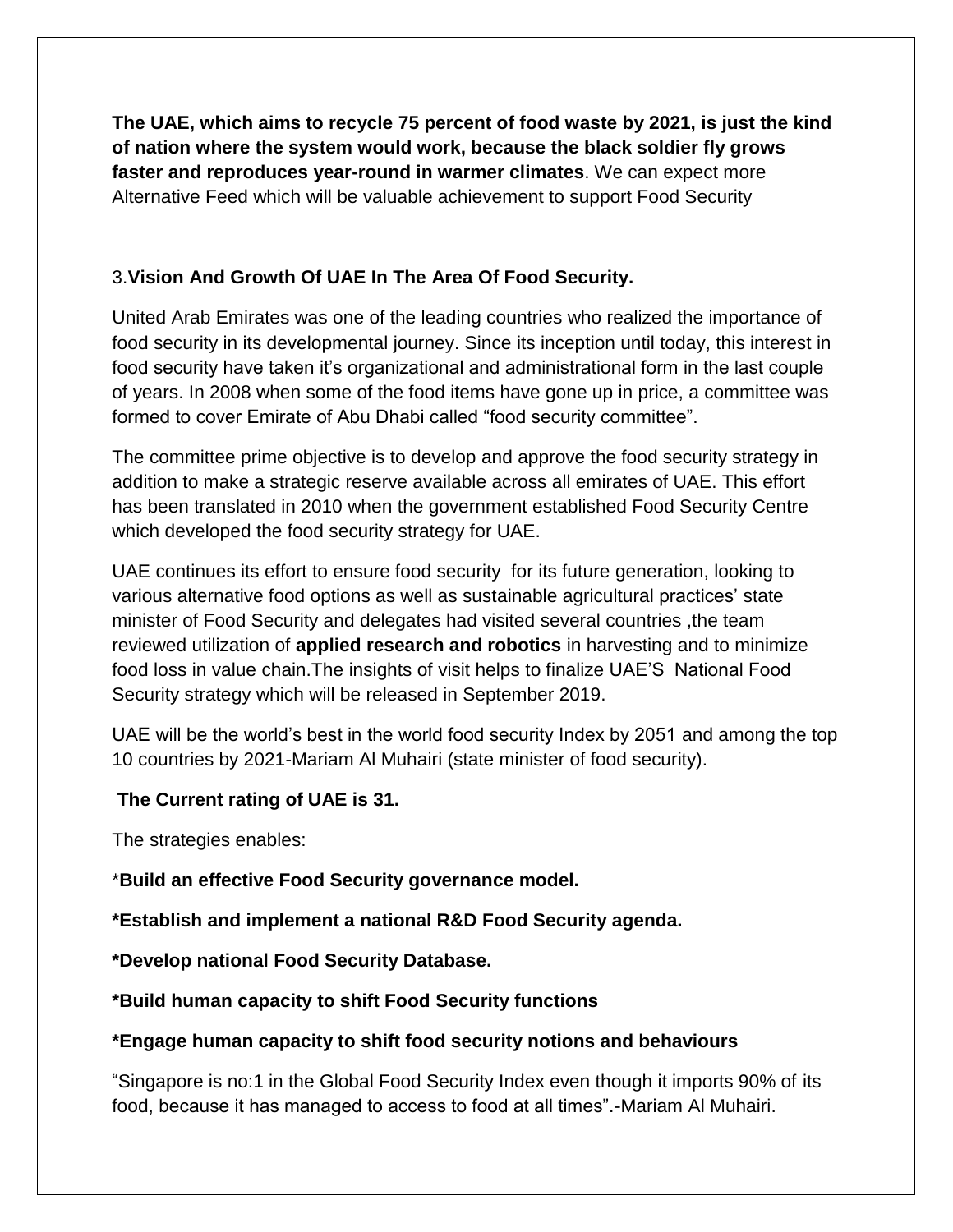**The UAE, which aims to recycle 75 percent of food waste by 2021, is just the kind of nation where the system would work, because the black soldier fly grows faster and reproduces year-round in warmer climates**. We can expect more Alternative Feed which will be valuable achievement to support Food Security

### 3.**Vision And Growth Of UAE In The Area Of Food Security.**

United Arab Emirates was one of the leading countries who realized the importance of food security in its developmental journey. Since its inception until today, this interest in food security have taken it's organizational and administrational form in the last couple of years. In 2008 when some of the food items have gone up in price, a committee was formed to cover Emirate of Abu Dhabi called "food security committee".

The committee prime objective is to develop and approve the food security strategy in addition to make a strategic reserve available across all emirates of UAE. This effort has been translated in 2010 when the government established Food Security Centre which developed the food security strategy for UAE.

UAE continues its effort to ensure food security for its future generation, looking to various alternative food options as well as sustainable agricultural practices' state minister of Food Security and delegates had visited several countries ,the team reviewed utilization of **applied research and robotics** in harvesting and to minimize food loss in value chain.The insights of visit helps to finalize UAE'S National Food Security strategy which will be released in September 2019.

UAE will be the world's best in the world food security Index by 2051 and among the top 10 countries by 2021-Mariam Al Muhairi (state minister of food security).

**The Current rating of UAE is 31.**

The strategies enables:

***Build an effective Food Security governance model.**

***Establish and implement a national R&D Food Security agenda.**

***Develop national Food Security Database.**

***Build human capacity to shift Food Security functions**

***Engage human capacity to shift food security notions and behaviours**

"Singapore is no:1 in the Global Food Security Index even though it imports 90% of its food, because it has managed to access to food at all times".-Mariam Al Muhairi.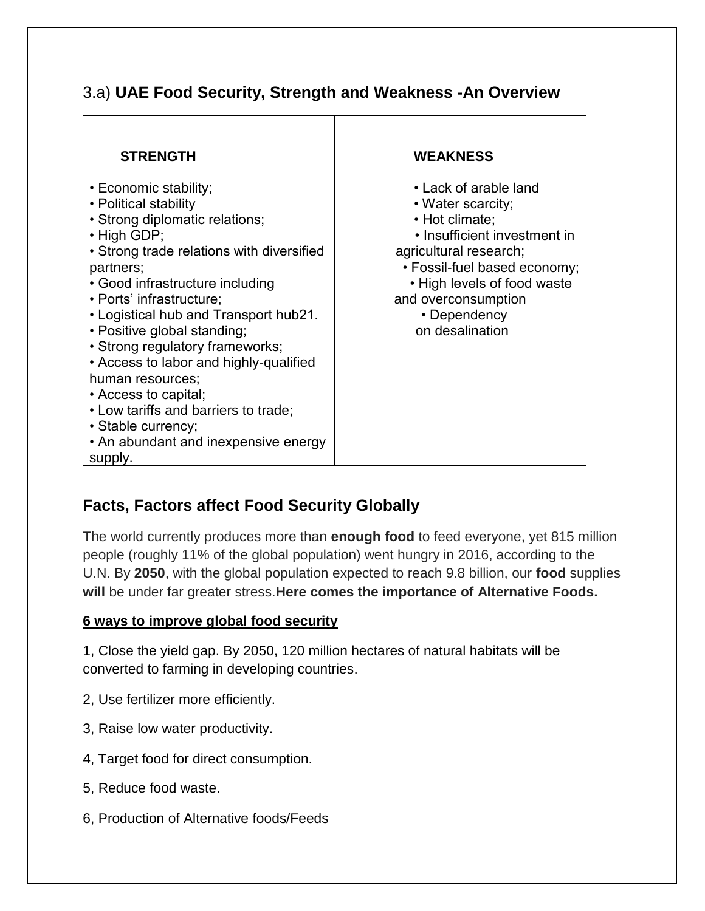## 3.a) **UAE Food Security, Strength and Weakness -An Overview**

| STRENGTH | WEAKNESS |
| --- | --- |
| • Economic stability;<br>• Political stability<br>• Strong diplomatic relations;<br>• High GDP;<br>• Strong trade relations with diversified partners;<br>• Good infrastructure including<br>• Ports' infrastructure;<br>• Logistical hub and Transport hub21.<br>• Positive global standing;<br>• Strong regulatory frameworks;<br>• Access to labor and highly-qualified human resources;<br>• Access to capital;<br>• Low tariffs and barriers to trade;<br>• Stable currency;<br>• An abundant and inexpensive energy supply. | • Lack of arable land<br>• Water scarcity;<br>• Hot climate;<br>• Insufficient investment in agricultural research;<br>• Fossil-fuel based economy;<br>• High levels of food waste and overconsumption<br>• Dependency on desalination |

## Facts, Factors affect Food Security Globally

The world currently produces more than **enough food** to feed everyone, yet 815 million people (roughly 11% of the global population) went hungry in 2016, according to the U.N. By **2050**, with the global population expected to reach 9.8 billion, our **food** supplies **will** be under far greater stress.**Here comes the importance of Alternative Foods.**

**6 ways to improve global food security**

1, Close the yield gap. By 2050, 120 million hectares of natural habitats will be converted to farming in developing countries.

2, Use fertilizer more efficiently.

3, Raise low water productivity.

4, Target food for direct consumption.

5, Reduce food waste.

6, Production of Alternative foods/Feeds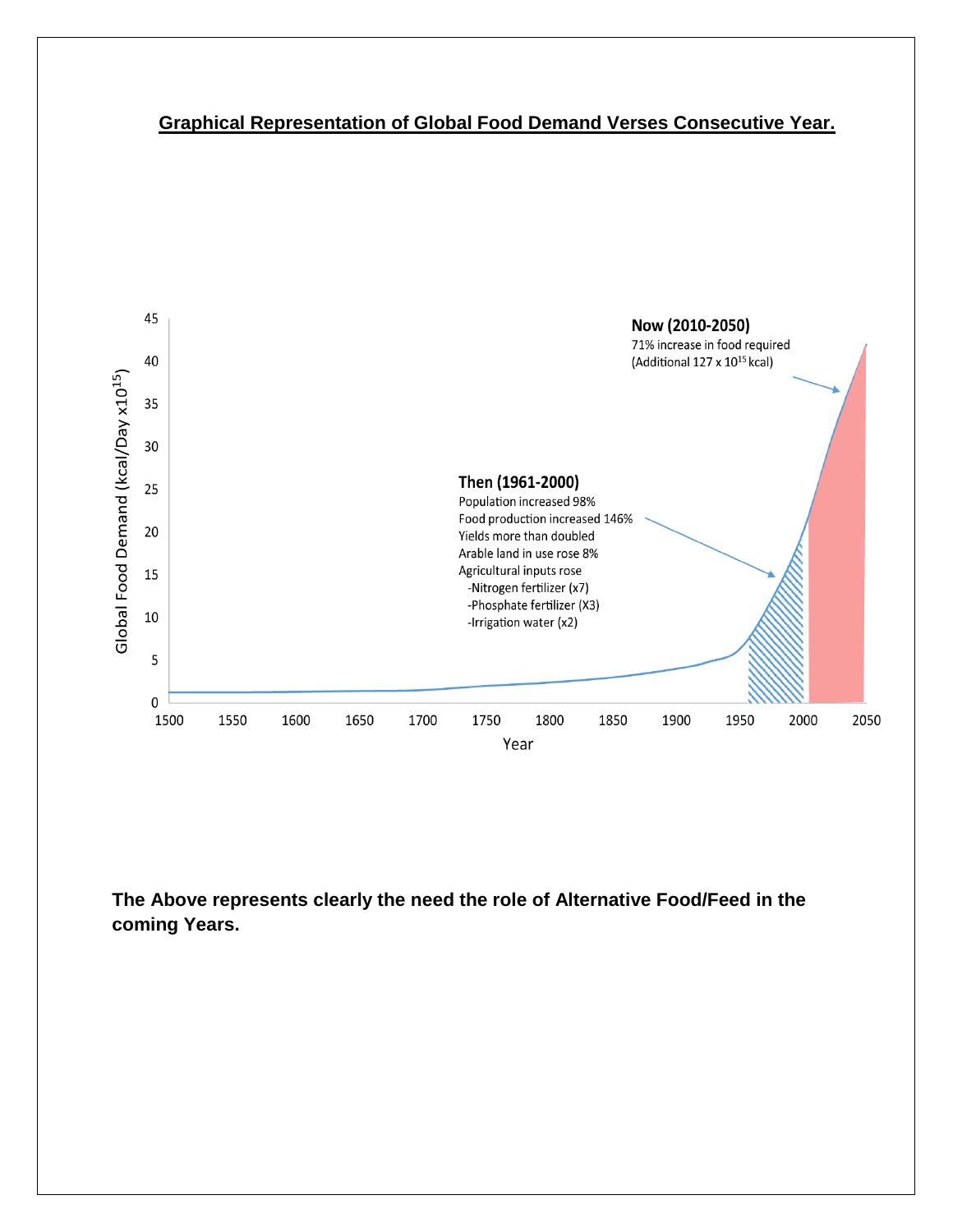**<u>Graphical Representation of Global Food Demand Verses Consecutive Year.</u>**

Global Food Demand (kcal/Day x$10^{15}$)

**Now (2010-2050)**
71% increase in food required
(Additional 127 x $10^{15}$ kcal)

**Then (1961-2000)**
Population increased 98%
Food production increased 146%
Yields more than doubled
Arable land in use rose 8%
Agricultural inputs rose
-Nitrogen fertilizer (x7)
-Phosphate fertilizer (X3)
-Irrigation water (x2)

Year

**The Above represents clearly the need the role of Alternative Food/Feed in the coming Years.**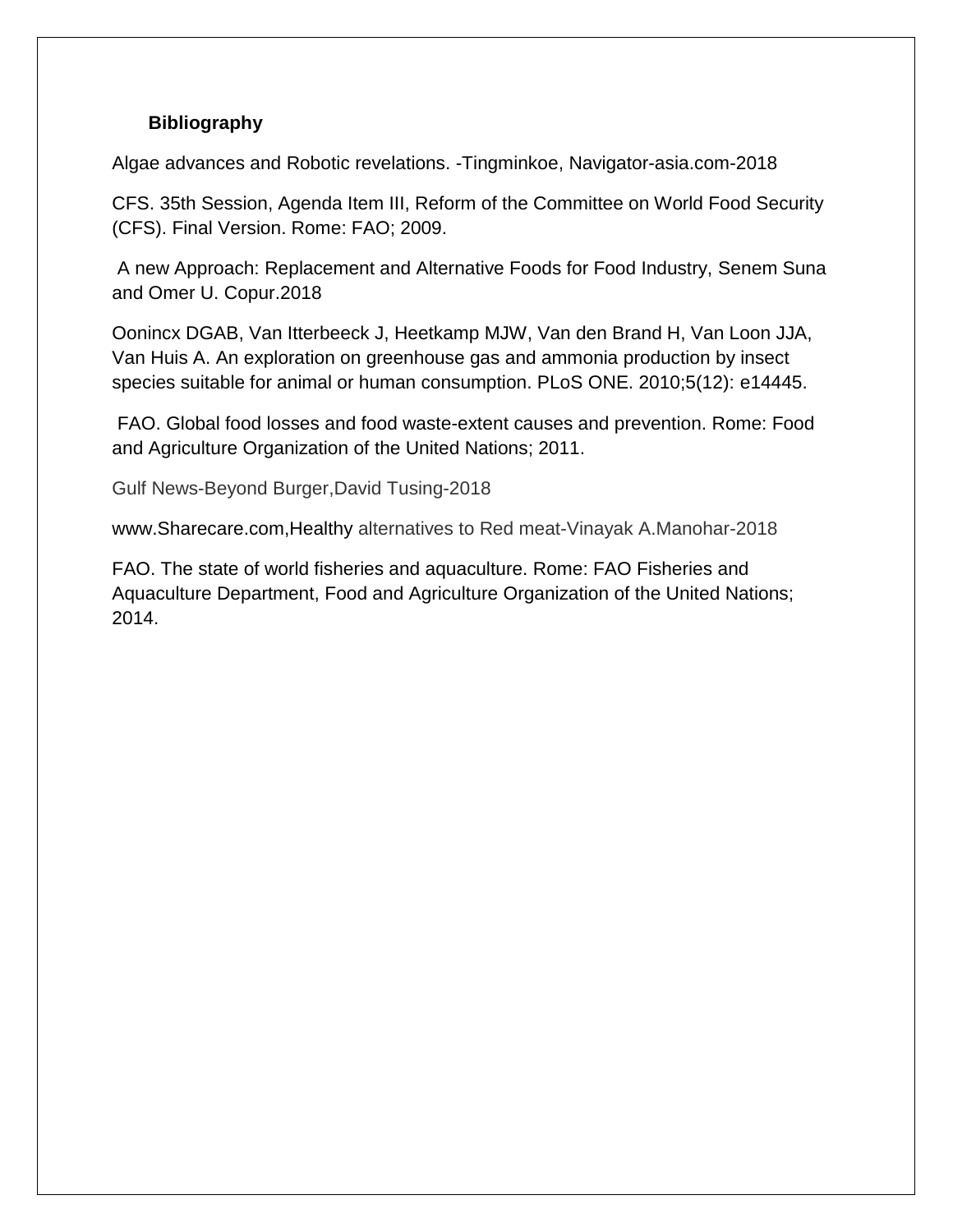## Bibliography

Algae advances and Robotic revelations. -Tingminkoe, Navigator-asia.com-2018

CFS. 35th Session, Agenda Item III, Reform of the Committee on World Food Security (CFS). Final Version. Rome: FAO; 2009.

A new Approach: Replacement and Alternative Foods for Food Industry, Senem Suna and Omer U. Copur.2018

Oonincx DGAB, Van Itterbeeck J, Heetkamp MJW, Van den Brand H, Van Loon JJA, Van Huis A. An exploration on greenhouse gas and ammonia production by insect species suitable for animal or human consumption. PLoS ONE. 2010;5(12): e14445.

FAO. Global food losses and food waste-extent causes and prevention. Rome: Food and Agriculture Organization of the United Nations; 2011.

Gulf News-Beyond Burger,David Tusing-2018

www.Sharecare.com,Healthy alternatives to Red meat-Vinayak A.Manohar-2018

FAO. The state of world fisheries and aquaculture. Rome: FAO Fisheries and Aquaculture Department, Food and Agriculture Organization of the United Nations; 2014.